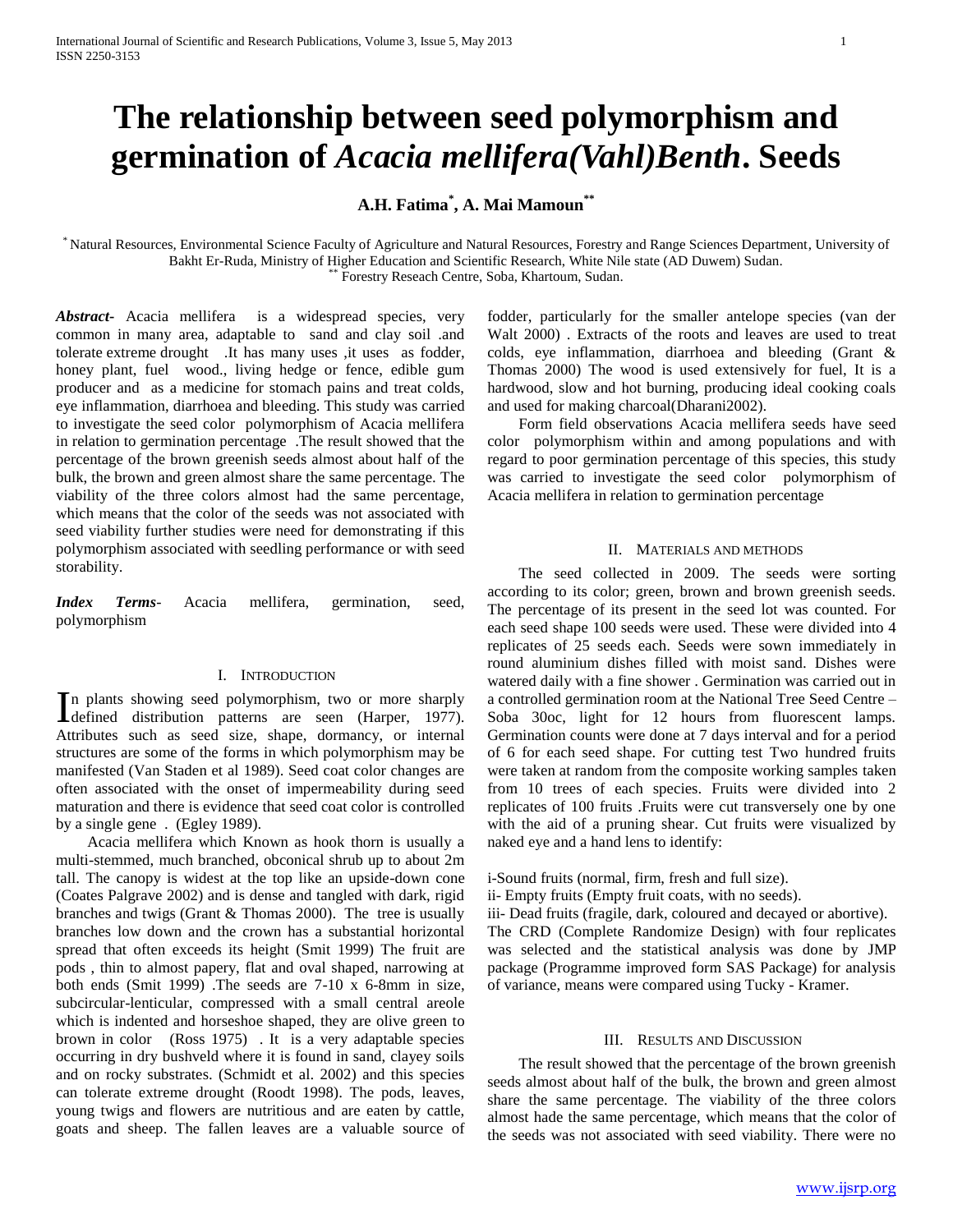# The relationship between seed polymorphism and germination of *Acacia mellifera(Vahl)Benth*. Seeds

**A.H. Fatima[*], A. Mai Mamoun[**]**

[*] Natural Resources, Environmental Science Faculty of Agriculture and Natural Resources, Forestry and Range Sciences Department, University of Bakht Er-Ruda, Ministry of Higher Education and Scientific Research, White Nile state (AD Duwem) Sudan.
[**] Forestry Reseach Centre, Soba, Khartoum, Sudan.

***Abstract***- Acacia mellifera is a widespread species, very common in many area, adaptable to sand and clay soil .and tolerate extreme drought .It has many uses ,it uses as fodder, honey plant, fuel wood., living hedge or fence, edible gum producer and as a medicine for stomach pains and treat colds, eye inflammation, diarrhoea and bleeding. This study was carried to investigate the seed color polymorphism of Acacia mellifera in relation to germination percentage .The result showed that the percentage of the brown greenish seeds almost about half of the bulk, the brown and green almost share the same percentage. The viability of the three colors almost had the same percentage, which means that the color of the seeds was not associated with seed viability further studies were need for demonstrating if this polymorphism associated with seedling performance or with seed storability.

***Index Terms***- Acacia mellifera, germination, seed, polymorphism

## I. Introduction

In plants showing seed polymorphism, two or more sharply defined distribution patterns are seen (Harper, 1977). Attributes such as seed size, shape, dormancy, or internal structures are some of the forms in which polymorphism may be manifested (Van Staden et al 1989). Seed coat color changes are often associated with the onset of impermeability during seed maturation and there is evidence that seed coat color is controlled by a single gene . (Egley 1989).

Acacia mellifera which Known as hook thorn is usually a multi-stemmed, much branched, obconical shrub up to about 2m tall. The canopy is widest at the top like an upside-down cone (Coates Palgrave 2002) and is dense and tangled with dark, rigid branches and twigs (Grant & Thomas 2000). The tree is usually branches low down and the crown has a substantial horizontal spread that often exceeds its height (Smit 1999) The fruit are pods , thin to almost papery, flat and oval shaped, narrowing at both ends (Smit 1999) .The seeds are 7-10 x 6-8mm in size, subcircular-lenticular, compressed with a small central areole which is indented and horseshoe shaped, they are olive green to brown in color (Ross 1975) . It is a very adaptable species occurring in dry bushveld where it is found in sand, clayey soils and on rocky substrates. (Schmidt et al. 2002) and this species can tolerate extreme drought (Roodt 1998). The pods, leaves, young twigs and flowers are nutritious and are eaten by cattle, goats and sheep. The fallen leaves are a valuable source of fodder, particularly for the smaller antelope species (van der Walt 2000) . Extracts of the roots and leaves are used to treat colds, eye inflammation, diarrhoea and bleeding (Grant & Thomas 2000) The wood is used extensively for fuel, It is a hardwood, slow and hot burning, producing ideal cooking coals and used for making charcoal(Dharani2002).

Form field observations Acacia mellifera seeds have seed color polymorphism within and among populations and with regard to poor germination percentage of this species, this study was carried to investigate the seed color polymorphism of Acacia mellifera in relation to germination percentage

## II. Materials and Methods

The seed collected in 2009. The seeds were sorting according to its color; green, brown and brown greenish seeds. The percentage of its present in the seed lot was counted. For each seed shape 100 seeds were used. These were divided into 4 replicates of 25 seeds each. Seeds were sown immediately in round aluminium dishes filled with moist sand. Dishes were watered daily with a fine shower . Germination was carried out in a controlled germination room at the National Tree Seed Centre – Soba 30oc, light for 12 hours from fluorescent lamps. Germination counts were done at 7 days interval and for a period of 6 for each seed shape. For cutting test Two hundred fruits were taken at random from the composite working samples taken from 10 trees of each species. Fruits were divided into 2 replicates of 100 fruits .Fruits were cut transversely one by one with the aid of a pruning shear. Cut fruits were visualized by naked eye and a hand lens to identify:

i-Sound fruits (normal, firm, fresh and full size).
ii- Empty fruits (Empty fruit coats, with no seeds).
iii- Dead fruits (fragile, dark, coloured and decayed or abortive).
The CRD (Complete Randomize Design) with four replicates was selected and the statistical analysis was done by JMP package (Programme improved form SAS Package) for analysis of variance, means were compared using Tucky - Kramer.

## III. Results and Discussion

The result showed that the percentage of the brown greenish seeds almost about half of the bulk, the brown and green almost share the same percentage. The viability of the three colors almost hade the same percentage, which means that the color of the seeds was not associated with seed viability. There were no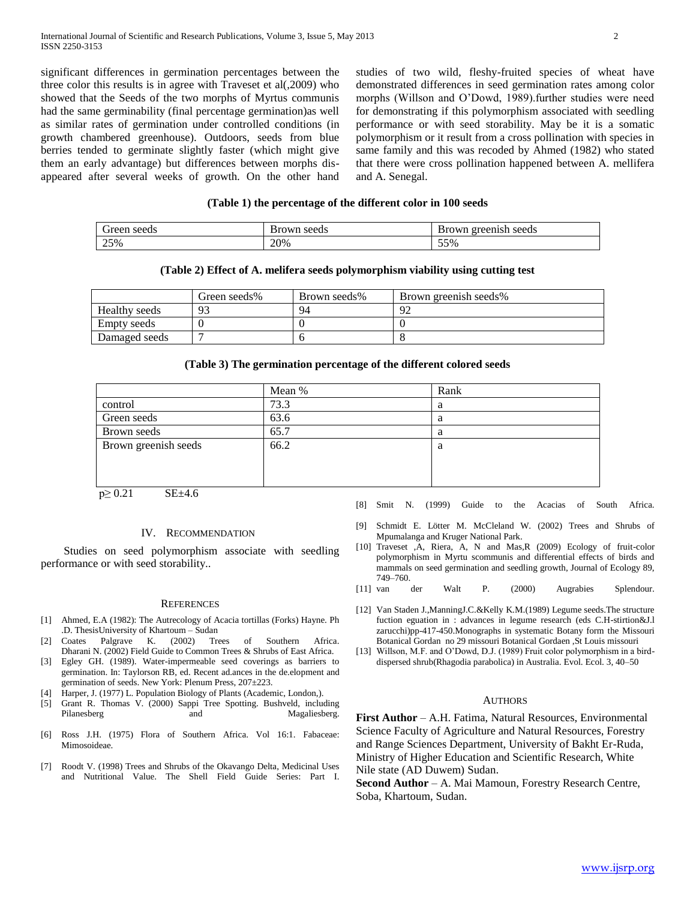significant differences in germination percentages between the three color this results is in agree with Traveset et al(,2009) who showed that the Seeds of the two morphs of Myrtus communis had the same germinability (final percentage germination)as well as similar rates of germination under controlled conditions (in growth chambered greenhouse). Outdoors, seeds from blue berries tended to germinate slightly faster (which might give them an early advantage) but differences between morphs dis-appeared after several weeks of growth. On the other hand studies of two wild, fleshy-fruited species of wheat have demonstrated differences in seed germination rates among color morphs (Willson and O'Dowd, 1989).further studies were need for demonstrating if this polymorphism associated with seedling performance or with seed storability. May be it is a somatic polymorphism or it result from a cross pollination with species in same family and this was recoded by Ahmed (1982) who stated that there were cross pollination happened between A. mellifera and A. Senegal.

**(Table 1) the percentage of the different color in 100 seeds**

| Green seeds | Brown seeds | Brown greenish seeds |
|---|---|---|
| 25% | 20% | 55% |

**(Table 2) Effect of A. melifera seeds polymorphism viability using cutting test**

| | Green seeds% | Brown seeds% | Brown greenish seeds% |
|---|---|---|---|
| Healthy seeds | 93 | 94 | 92 |
| Empty seeds | 0 | 0 | 0 |
| Damaged seeds | 7 | 6 | 8 |

**(Table 3) The germination percentage of the different colored seeds**

| | Mean % | Rank |
|---|---|---|
| control | 73.3 | a |
| Green seeds | 63.6 | a |
| Brown seeds | 65.7 | a |
| Brown greenish seeds | 66.2 | a |

$p \geq 0.21$ SE±4.6

## IV. Recommendation

Studies on seed polymorphism associate with seedling performance or with seed storability..

## References

[1] Ahmed, E.A (1982): The Autrecology of Acacia tortillas (Forks) Hayne. Ph .D. ThesisUniversity of Khartoum – Sudan

[2] Coates Palgrave K. (2002) Trees of Southern Africa. Dharani N. (2002) Field Guide to Common Trees & Shrubs of East Africa.

[3] Egley GH. (1989). Water-impermeable seed coverings as barriers to germination. In: Taylorson RB, ed. Recent ad.ances in the de.elopment and germination of seeds. New York: Plenum Press, 207±223.

[4] Harper, J. (1977) L. Population Biology of Plants (Academic, London,).

[5] Grant R. Thomas V. (2000) Sappi Tree Spotting. Bushveld, including Pilanesberg and Magaliesberg.

[6] Ross J.H. (1975) Flora of Southern Africa. Vol 16:1. Fabaceae: Mimosoideae.

[7] Roodt V. (1998) Trees and Shrubs of the Okavango Delta, Medicinal Uses and Nutritional Value. The Shell Field Guide Series: Part I.

[8] Smit N. (1999) Guide to the Acacias of South Africa.

[9] Schmidt E. Lötter M. McCleland W. (2002) Trees and Shrubs of Mpumalanga and Kruger National Park.

[10] Traveset ,A, Riera, A, N and Mas,R (2009) Ecology of fruit-color polymorphism in Myrtu scommunis and differential effects of birds and mammals on seed germination and seedling growth, Journal of Ecology 89, 749–760.

[11] van der Walt P. (2000) Augrabies Splendour.

[12] Van Staden J.,ManningJ.C.&Kelly K.M.(1989) Legume seeds.The structure fuction eguation in : advances in legume research (eds C.H-stirtion&J.l zarucchi)pp-417-450.Monographs in systematic Botany form the Missouri Botanical Gordan no 29 missouri Botanical Gordaen ,St Louis missouri

[13] Willson, M.F. and O'Dowd, D.J. (1989) Fruit color polymorphism in a bird-dispersed shrub(Rhagodia parabolica) in Australia. Evol. Ecol. 3, 40–50

## Authors

**First Author** – A.H. Fatima, Natural Resources, Environmental Science Faculty of Agriculture and Natural Resources, Forestry and Range Sciences Department, University of Bakht Er-Ruda, Ministry of Higher Education and Scientific Research, White Nile state (AD Duwem) Sudan.

**Second Author** – A. Mai Mamoun, Forestry Research Centre, Soba, Khartoum, Sudan.